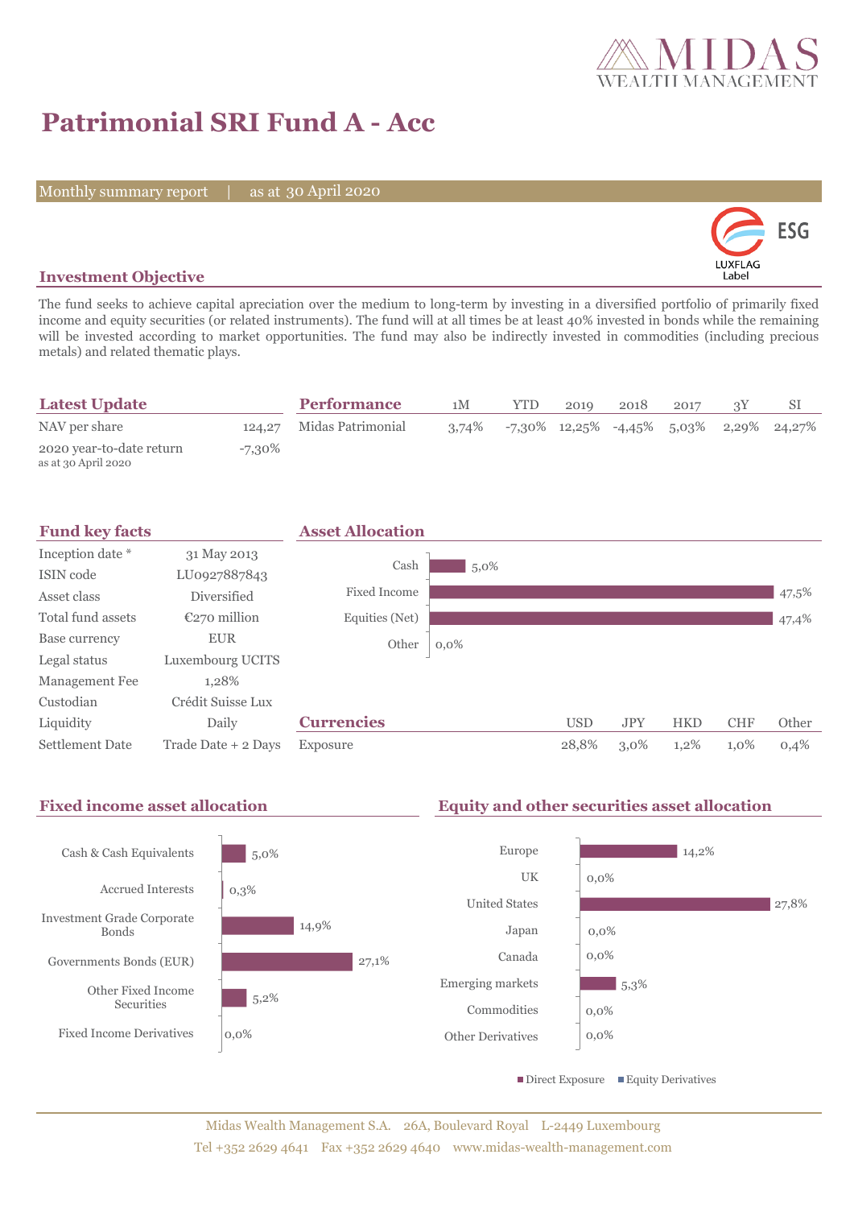# Patrimonial SRI Fund A - Acc

Monthly summary report | as at 30 April 2020

## Investment Objective

The fund seeks to achieve capital apreciation over the medium to long-term by investing in a diversified portfolio of primarily fixed income and equity securities (or related instruments). The fund will at all times be at least 40% invested in bonds while the remaining will be invested according to market opportunities. The fund may also be indirectly invested in commodities (including precious metals) and related thematic plays.

## Latest Update

| | |
|---|---|
| NAV per share | 124,27 |
| 2020 year-to-date return (as at 30 April 2020) | -7,30% |

## Performance

| | 1M | YTD | 2019 | 2018 | 2017 | 3Y | SI |
|---|---|---|---|---|---|---|---|
| Midas Patrimonial | 3,74% | -7,30% | 12,25% | -4,45% | 5,03% | 2,29% | 24,27% |

## Fund key facts

| | |
|---|---|
| Inception date * | 31 May 2013 |
| ISIN code | LU0927887843 |
| Asset class | Diversified |
| Total fund assets | €270 million |
| Base currency | EUR |
| Legal status | Luxembourg UCITS |
| Management Fee | 1,28% |
| Custodian | Crédit Suisse Lux |
| Liquidity | Daily |
| Settlement Date | Trade Date + 2 Days |

## Asset Allocation

| | |
|---|---|
| Cash | 5,0% |
| Fixed Income | 47,5% |
| Equities (Net) | 47,4% |
| Other | 0,0% |

## Currencies

| | USD | JPY | HKD | CHF | Other |
|---|---|---|---|---|---|
| Exposure | 28,8% | 3,0% | 1,2% | 1,0% | 0,4% |

## Fixed income asset allocation

| | |
|---|---|
| Cash & Cash Equivalents | 5,0% |
| Accrued Interests | 0,3% |
| Investment Grade Corporate Bonds | 14,9% |
| Governments Bonds (EUR) | 27,1% |
| Other Fixed Income Securities | 5,2% |
| Fixed Income Derivatives | 0,0% |

## Equity and other securities asset allocation

| | |
|---|---|
| Europe | 14,2% |
| UK | 0,0% |
| United States | 27,8% |
| Japan | 0,0% |
| Canada | 0,0% |
| Emerging markets | 5,3% |
| Commodities | 0,0% |
| Other Derivatives | 0,0% |

Direct Exposure | Equity Derivatives

Midas Wealth Management S.A. 26A, Boulevard Royal L-2449 Luxembourg
Tel +352 2629 4641 Fax +352 2629 4640 www.midas-wealth-management.com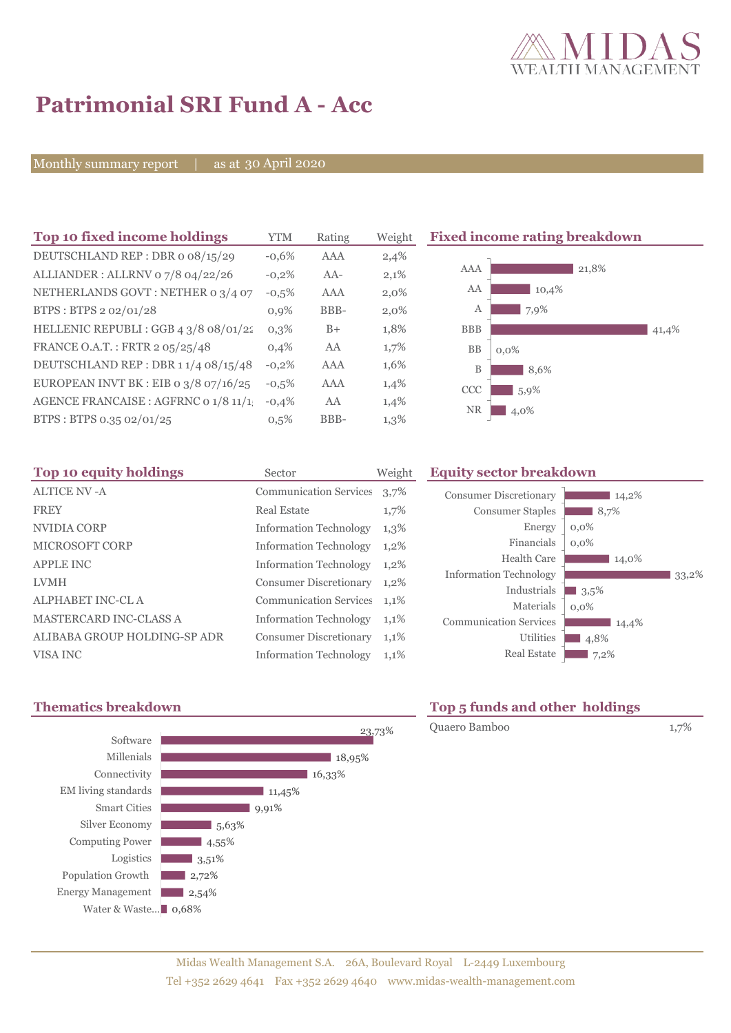# Patrimonial SRI Fund A - Acc

Monthly summary report | as at 30 April 2020

## Top 10 fixed income holdings

| Top 10 fixed income holdings | YTM | Rating | Weight |
|---|---|---|---|
| DEUTSCHLAND REP : DBR 0 08/15/29 | -0,6% | AAA | 2,4% |
| ALLIANDER : ALLRNV 0 7/8 04/22/26 | -0,2% | AA- | 2,1% |
| NETHERLANDS GOVT : NETHER 0 3/4 07 | -0,5% | AAA | 2,0% |
| BTPS : BTPS 2 02/01/28 | 0,9% | BBB- | 2,0% |
| HELLENIC REPUBLI : GGB 4 3/8 08/01/22 | 0,3% | B+ | 1,8% |
| FRANCE O.A.T. : FRTR 2 05/25/48 | 0,4% | AA | 1,7% |
| DEUTSCHLAND REP : DBR 1 1/4 08/15/48 | -0,2% | AAA | 1,6% |
| EUROPEAN INVT BK : EIB 0 3/8 07/16/25 | -0,5% | AAA | 1,4% |
| AGENCE FRANCAISE : AGFRNC 0 1/8 11/1 | -0,4% | AA | 1,4% |
| BTPS : BTPS 0.35 02/01/25 | 0,5% | BBB- | 1,3% |

## Fixed income rating breakdown

| Rating | Weight |
|---|---|
| AAA | 21,8% |
| AA | 10,4% |
| A | 7,9% |
| BBB | 41,4% |
| BB | 0,0% |
| B | 8,6% |
| CCC | 5,9% |
| NR | 4,0% |

## Top 10 equity holdings

| Top 10 equity holdings | Sector | Weight |
|---|---|---|
| ALTICE NV -A | Communication Services | 3,7% |
| FREY | Real Estate | 1,7% |
| NVIDIA CORP | Information Technology | 1,3% |
| MICROSOFT CORP | Information Technology | 1,2% |
| APPLE INC | Information Technology | 1,2% |
| LVMH | Consumer Discretionary | 1,2% |
| ALPHABET INC-CL A | Communication Services | 1,1% |
| MASTERCARD INC-CLASS A | Information Technology | 1,1% |
| ALIBABA GROUP HOLDING-SP ADR | Consumer Discretionary | 1,1% |
| VISA INC | Information Technology | 1,1% |

## Equity sector breakdown

| Sector | Weight |
|---|---|
| Consumer Discretionary | 14,2% |
| Consumer Staples | 8,7% |
| Energy | 0,0% |
| Financials | 0,0% |
| Health Care | 14,0% |
| Information Technology | 33,2% |
| Industrials | 3,5% |
| Materials | 0,0% |
| Communication Services | 14,4% |
| Utilities | 4,8% |
| Real Estate | 7,2% |

## Thematics breakdown

| Theme | Weight |
|---|---|
| Software | 23,73% |
| Millenials | 18,95% |
| Connectivity | 16,33% |
| EM living standards | 11,45% |
| Smart Cities | 9,91% |
| Silver Economy | 5,63% |
| Computing Power | 4,55% |
| Logistics | 3,51% |
| Population Growth | 2,72% |
| Energy Management | 2,54% |
| Water & Waste... | 0,68% |

## Top 5 funds and other holdings

| Fund | Weight |
|---|---|
| Quaero Bamboo | 1,7% |

Midas Wealth Management S.A. 26A, Boulevard Royal L-2449 Luxembourg
Tel +352 2629 4641 Fax +352 2629 4640 www.midas-wealth-management.com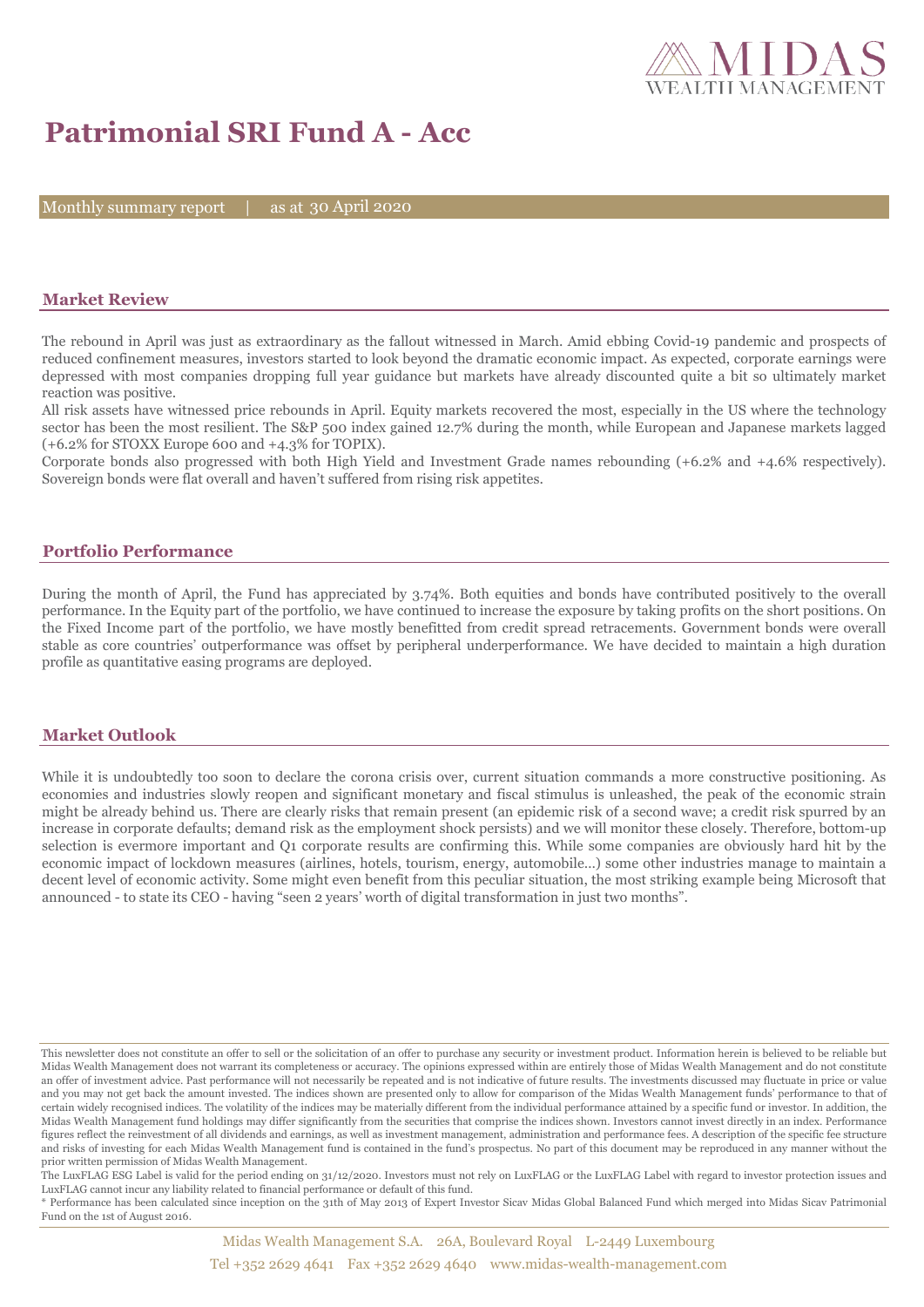# Patrimonial SRI Fund A - Acc

Monthly summary report | as at 30 April 2020

## Market Review

The rebound in April was just as extraordinary as the fallout witnessed in March. Amid ebbing Covid-19 pandemic and prospects of reduced confinement measures, investors started to look beyond the dramatic economic impact. As expected, corporate earnings were depressed with most companies dropping full year guidance but markets have already discounted quite a bit so ultimately market reaction was positive.
All risk assets have witnessed price rebounds in April. Equity markets recovered the most, especially in the US where the technology sector has been the most resilient. The S&P 500 index gained 12.7% during the month, while European and Japanese markets lagged (+6.2% for STOXX Europe 600 and +4.3% for TOPIX).
Corporate bonds also progressed with both High Yield and Investment Grade names rebounding (+6.2% and +4.6% respectively). Sovereign bonds were flat overall and haven't suffered from rising risk appetites.

## Portfolio Performance

During the month of April, the Fund has appreciated by 3.74%. Both equities and bonds have contributed positively to the overall performance. In the Equity part of the portfolio, we have continued to increase the exposure by taking profits on the short positions. On the Fixed Income part of the portfolio, we have mostly benefitted from credit spread retracements. Government bonds were overall stable as core countries' outperformance was offset by peripheral underperformance. We have decided to maintain a high duration profile as quantitative easing programs are deployed.

## Market Outlook

While it is undoubtedly too soon to declare the corona crisis over, current situation commands a more constructive positioning. As economies and industries slowly reopen and significant monetary and fiscal stimulus is unleashed, the peak of the economic strain might be already behind us. There are clearly risks that remain present (an epidemic risk of a second wave; a credit risk spurred by an increase in corporate defaults; demand risk as the employment shock persists) and we will monitor these closely. Therefore, bottom-up selection is evermore important and Q1 corporate results are confirming this. While some companies are obviously hard hit by the economic impact of lockdown measures (airlines, hotels, tourism, energy, automobile…) some other industries manage to maintain a decent level of economic activity. Some might even benefit from this peculiar situation, the most striking example being Microsoft that announced - to state its CEO - having "seen 2 years' worth of digital transformation in just two months".

This newsletter does not constitute an offer to sell or the solicitation of an offer to purchase any security or investment product. Information herein is believed to be reliable but Midas Wealth Management does not warrant its completeness or accuracy. The opinions expressed within are entirely those of Midas Wealth Management and do not constitute an offer of investment advice. Past performance will not necessarily be repeated and is not indicative of future results. The investments discussed may fluctuate in price or value and you may not get back the amount invested. The indices shown are presented only to allow for comparison of the Midas Wealth Management funds' performance to that of certain widely recognised indices. The volatility of the indices may be materially different from the individual performance attained by a specific fund or investor. In addition, the Midas Wealth Management fund holdings may differ significantly from the securities that comprise the indices shown. Investors cannot invest directly in an index. Performance figures reflect the reinvestment of all dividends and earnings, as well as investment management, administration and performance fees. A description of the specific fee structure and risks of investing for each Midas Wealth Management fund is contained in the fund's prospectus. No part of this document may be reproduced in any manner without the prior written permission of Midas Wealth Management.
The LuxFLAG ESG Label is valid for the period ending on 31/12/2020. Investors must not rely on LuxFLAG or the LuxFLAG Label with regard to investor protection issues and LuxFLAG cannot incur any liability related to financial performance or default of this fund.
\* Performance has been calculated since inception on the 31th of May 2013 of Expert Investor Sicav Midas Global Balanced Fund which merged into Midas Sicav Patrimonial Fund on the 1st of August 2016.

Midas Wealth Management S.A. 26A, Boulevard Royal L-2449 Luxembourg
Tel +352 2629 4641 Fax +352 2629 4640 www.midas-wealth-management.com